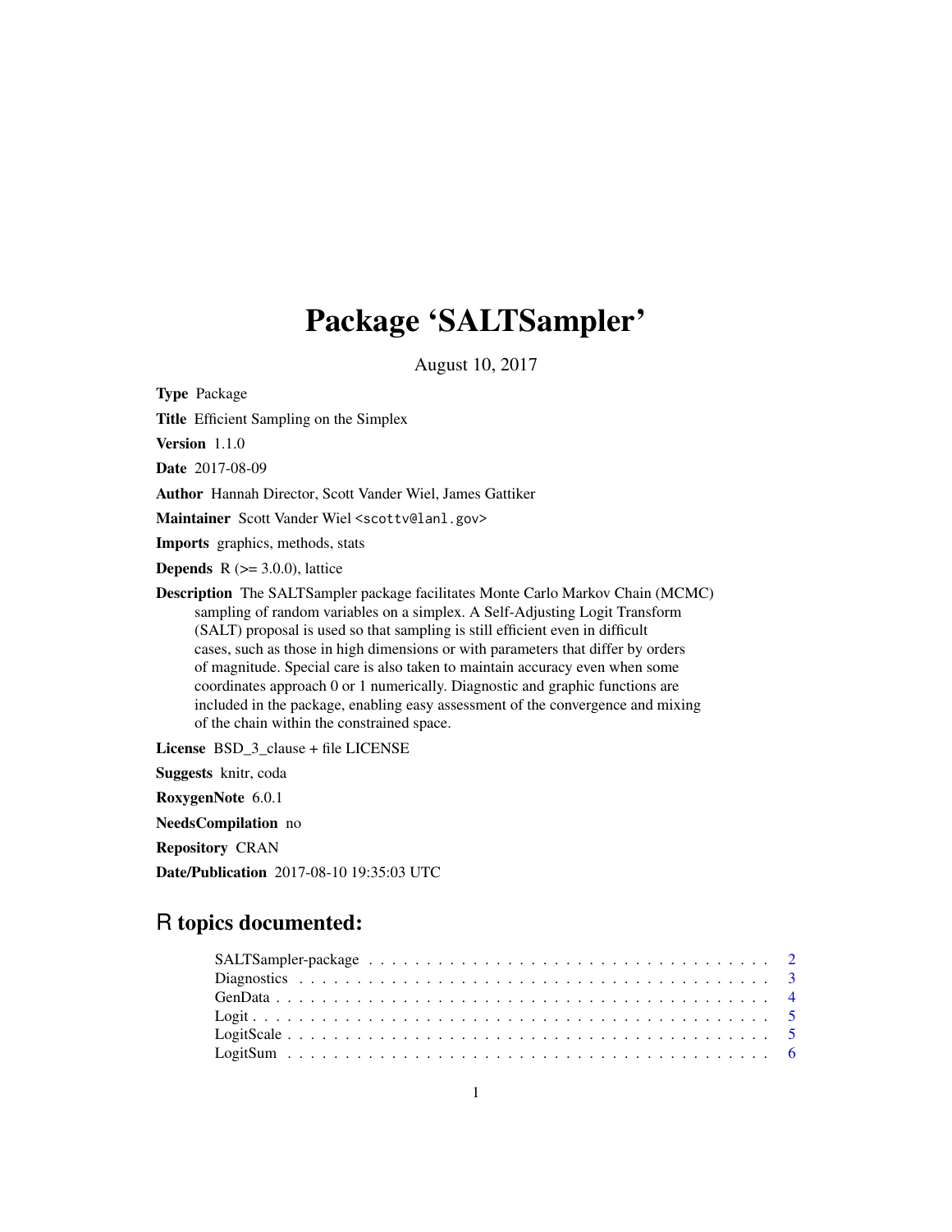# Package 'SALTSampler'

August 10, 2017

**Type** Package

**Title** Efficient Sampling on the Simplex

**Version** 1.1.0

**Date** 2017-08-09

**Author** Hannah Director, Scott Vander Wiel, James Gattiker

**Maintainer** Scott Vander Wiel <scottv@lanl.gov>

**Imports** graphics, methods, stats

**Depends** R (>= 3.0.0), lattice

**Description** The SALTSampler package facilitates Monte Carlo Markov Chain (MCMC) sampling of random variables on a simplex. A Self-Adjusting Logit Transform (SALT) proposal is used so that sampling is still efficient even in difficult cases, such as those in high dimensions or with parameters that differ by orders of magnitude. Special care is also taken to maintain accuracy even when some coordinates approach 0 or 1 numerically. Diagnostic and graphic functions are included in the package, enabling easy assessment of the convergence and mixing of the chain within the constrained space.

**License** BSD_3_clause + file LICENSE

**Suggests** knitr, coda

**RoxygenNote** 6.0.1

**NeedsCompilation** no

**Repository** CRAN

**Date/Publication** 2017-08-10 19:35:03 UTC

## R topics documented:

| | |
|---|---|
| SALTSampler-package | 2 |
| Diagnostics | 3 |
| GenData | 4 |
| Logit | 5 |
| LogitScale | 5 |
| LogitSum | 6 |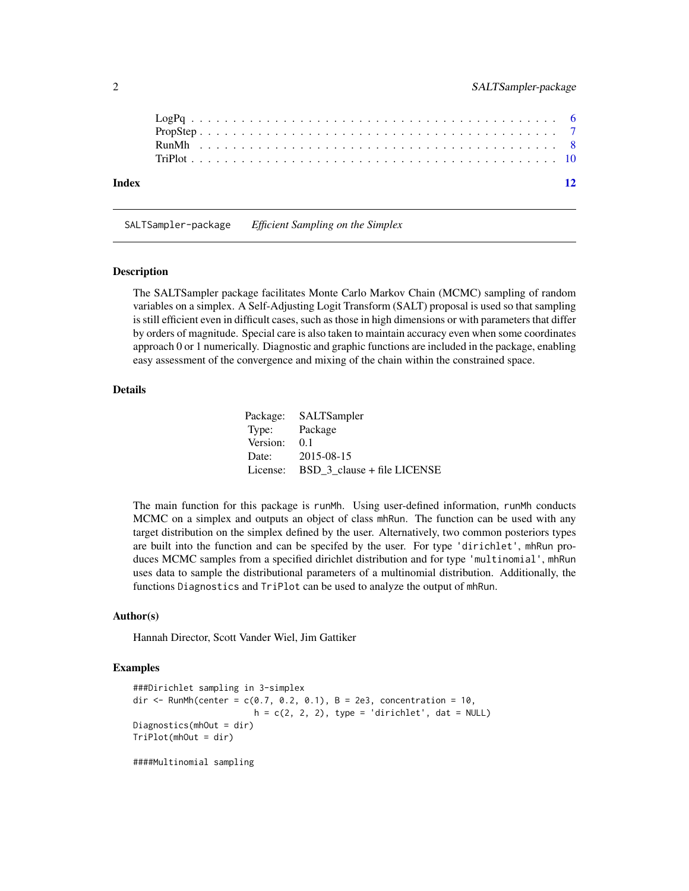LogPq . . . . . . . . . . . . . . . . . . . . . . . . . . . . . . . . . . . . . . . . 6
PropStep . . . . . . . . . . . . . . . . . . . . . . . . . . . . . . . . . . . . . . . 7
RunMh . . . . . . . . . . . . . . . . . . . . . . . . . . . . . . . . . . . . . . . . 8
TriPlot . . . . . . . . . . . . . . . . . . . . . . . . . . . . . . . . . . . . . . . 10

**Index** 12

---

SALTSampler-package *Efficient Sampling on the Simplex*

---

### Description

The SALTSampler package facilitates Monte Carlo Markov Chain (MCMC) sampling of random variables on a simplex. A Self-Adjusting Logit Transform (SALT) proposal is used so that sampling is still efficient even in difficult cases, such as those in high dimensions or with parameters that differ by orders of magnitude. Special care is also taken to maintain accuracy even when some coordinates approach 0 or 1 numerically. Diagnostic and graphic functions are included in the package, enabling easy assessment of the convergence and mixing of the chain within the constrained space.

### Details

| | |
|---|---|
| Package: | SALTSampler |
| Type: | Package |
| Version: | 0.1 |
| Date: | 2015-08-15 |
| License: | BSD_3_clause + file LICENSE |

The main function for this package is `runMh`. Using user-defined information, `runMh` conducts MCMC on a simplex and outputs an object of class `mhRun`. The function can be used with any target distribution on the simplex defined by the user. Alternatively, two common posteriors types are built into the function and can be specifed by the user. For type `'dirichlet'`, `mhRun` produces MCMC samples from a specified dirichlet distribution and for type `'multinomial'`, `mhRun` uses data to sample the distributional parameters of a multinomial distribution. Additionally, the functions `Diagnostics` and `TriPlot` can be used to analyze the output of `mhRun`.

### Author(s)

Hannah Director, Scott Vander Wiel, Jim Gattiker

### Examples

```
###Dirichlet sampling in 3-simplex
dir <- RunMh(center = c(0.7, 0.2, 0.1), B = 2e3, concentration = 10,
                         h = c(2, 2, 2), type = 'dirichlet', dat = NULL)
Diagnostics(mhOut = dir)
TriPlot(mhOut = dir)

####Multinomial sampling
```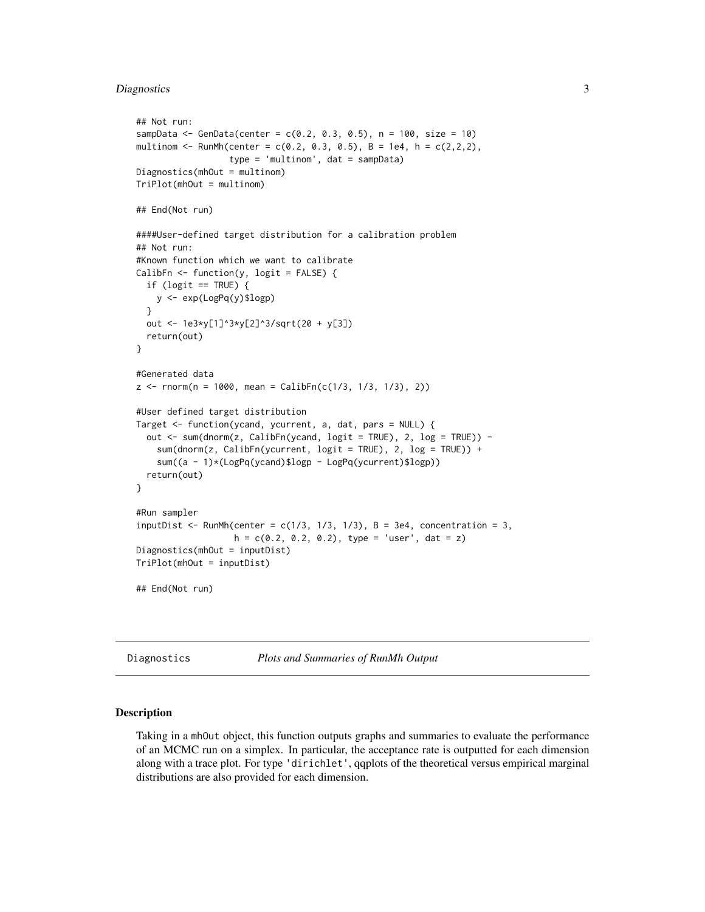```
## Not run:
sampData <- GenData(center = c(0.2, 0.3, 0.5), n = 100, size = 10)
multinom <- RunMh(center = c(0.2, 0.3, 0.5), B = 1e4, h = c(2,2,2),
                  type = 'multinom', dat = sampData)
Diagnostics(mhOut = multinom)
TriPlot(mhOut = multinom)

## End(Not run)

####User-defined target distribution for a calibration problem
## Not run:
#Known function which we want to calibrate
CalibFn <- function(y, logit = FALSE) {
  if (logit == TRUE) {
    y <- exp(LogPq(y)$logp)
  }
  out <- 1e3*y[1]^3*y[2]^3/sqrt(20 + y[3])
  return(out)
}

#Generated data
z <- rnorm(n = 1000, mean = CalibFn(c(1/3, 1/3, 1/3), 2))

#User defined target distribution
Target <- function(ycand, ycurrent, a, dat, pars = NULL) {
  out <- sum(dnorm(z, CalibFn(ycand, logit = TRUE), 2, log = TRUE)) -
    sum(dnorm(z, CalibFn(ycurrent, logit = TRUE), 2, log = TRUE)) +
    sum((a - 1)*(LogPq(ycand)$logp - LogPq(ycurrent)$logp))
  return(out)
}

#Run sampler
inputDist <- RunMh(center = c(1/3, 1/3, 1/3), B = 3e4, concentration = 3,
                   h = c(0.2, 0.2, 0.2), type = 'user', dat = z)
Diagnostics(mhOut = inputDist)
TriPlot(mhOut = inputDist)

## End(Not run)
```

---

Diagnostics — *Plots and Summaries of RunMh Output*

---

### Description

Taking in a `mhOut` object, this function outputs graphs and summaries to evaluate the performance of an MCMC run on a simplex. In particular, the acceptance rate is outputted for each dimension along with a trace plot. For type `'dirichlet'`, qqplots of the theoretical versus empirical marginal distributions are also provided for each dimension.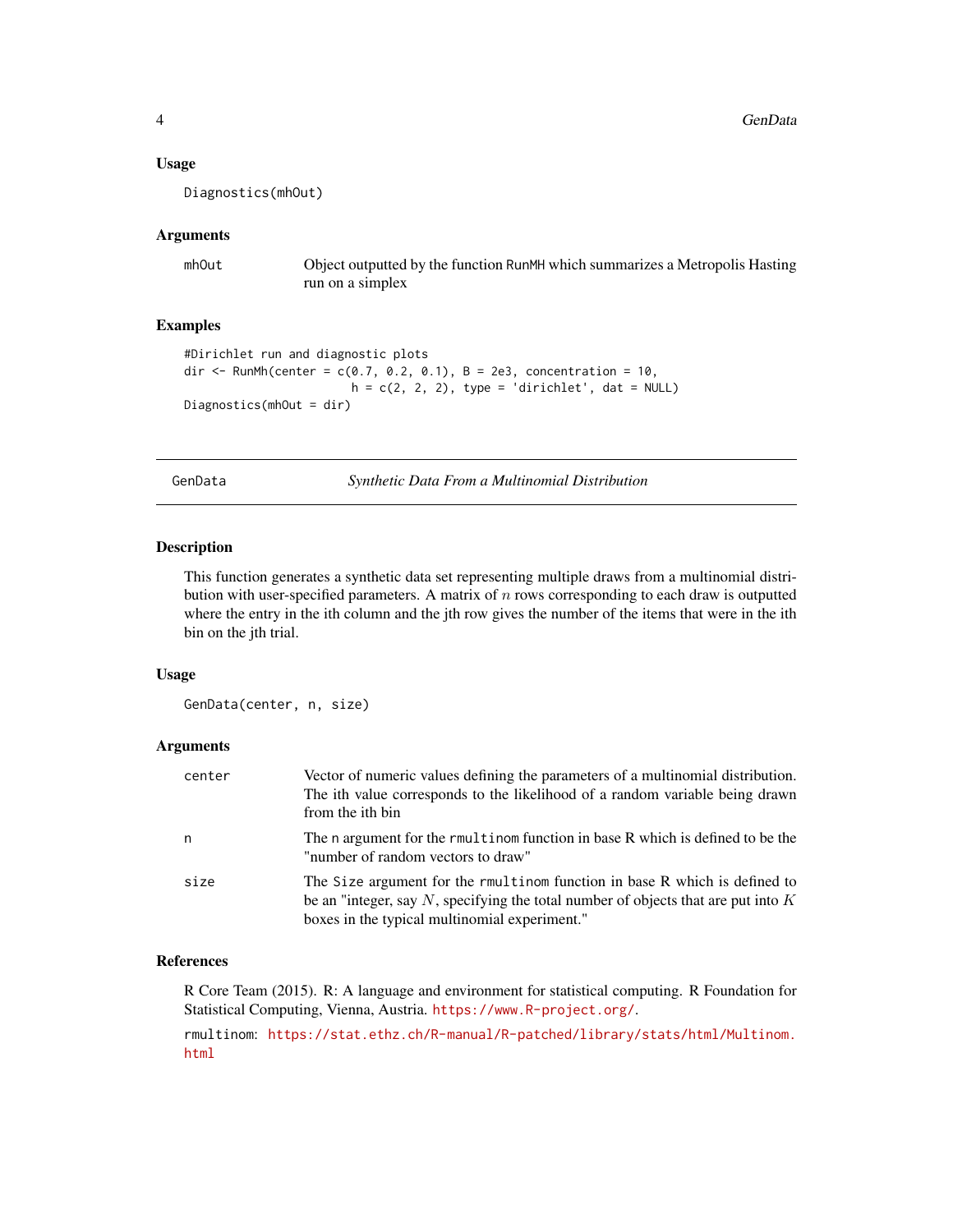### Usage

```
Diagnostics(mhOut)
```

### Arguments

| | |
|---|---|
| mhOut | Object outputted by the function RunMH which summarizes a Metropolis Hasting run on a simplex |

### Examples

```
#Dirichlet run and diagnostic plots
dir <- RunMh(center = c(0.7, 0.2, 0.1), B = 2e3, concentration = 10,
                        h = c(2, 2, 2), type = 'dirichlet', dat = NULL)
Diagnostics(mhOut = dir)
```

---

## GenData — *Synthetic Data From a Multinomial Distribution*

---

### Description

This function generates a synthetic data set representing multiple draws from a multinomial distribution with user-specified parameters. A matrix of $n$ rows corresponding to each draw is outputted where the entry in the ith column and the jth row gives the number of the items that were in the ith bin on the jth trial.

### Usage

```
GenData(center, n, size)
```

### Arguments

| | |
|---|---|
| center | Vector of numeric values defining the parameters of a multinomial distribution. The ith value corresponds to the likelihood of a random variable being drawn from the ith bin |
| n | The n argument for the rmultinom function in base R which is defined to be the "number of random vectors to draw" |
| size | The Size argument for the rmultinom function in base R which is defined to be an "integer, say $N$, specifying the total number of objects that are put into $K$ boxes in the typical multinomial experiment." |

### References

R Core Team (2015). R: A language and environment for statistical computing. R Foundation for Statistical Computing, Vienna, Austria. https://www.R-project.org/.

rmultinom: https://stat.ethz.ch/R-manual/R-patched/library/stats/html/Multinom.html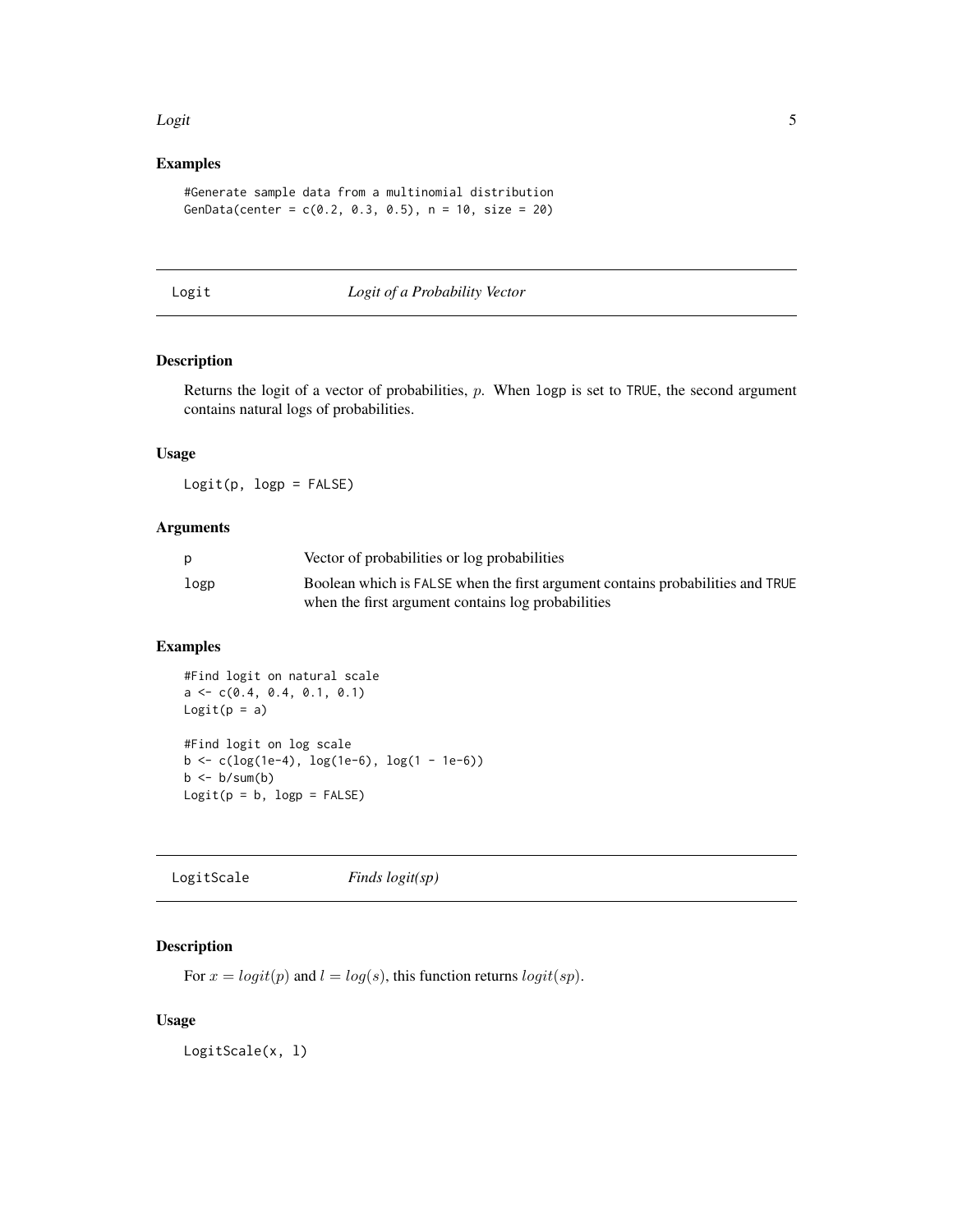### Examples

```
#Generate sample data from a multinomial distribution
GenData(center = c(0.2, 0.3, 0.5), n = 10, size = 20)
```

---

## Logit — *Logit of a Probability Vector*

### Description

Returns the logit of a vector of probabilities, $p$. When `logp` is set to `TRUE`, the second argument contains natural logs of probabilities.

### Usage

```
Logit(p, logp = FALSE)
```

### Arguments

| | |
|---|---|
| `p` | Vector of probabilities or log probabilities |
| `logp` | Boolean which is `FALSE` when the first argument contains probabilities and `TRUE` when the first argument contains log probabilities |

### Examples

```
#Find logit on natural scale
a <- c(0.4, 0.4, 0.1, 0.1)
Logit(p = a)

#Find logit on log scale
b <- c(log(1e-4), log(1e-6), log(1 - 1e-6))
b <- b/sum(b)
Logit(p = b, logp = FALSE)
```

---

## LogitScale — *Finds logit(sp)*

### Description

For $x = logit(p)$ and $l = log(s)$, this function returns $logit(sp)$.

### Usage

```
LogitScale(x, l)
```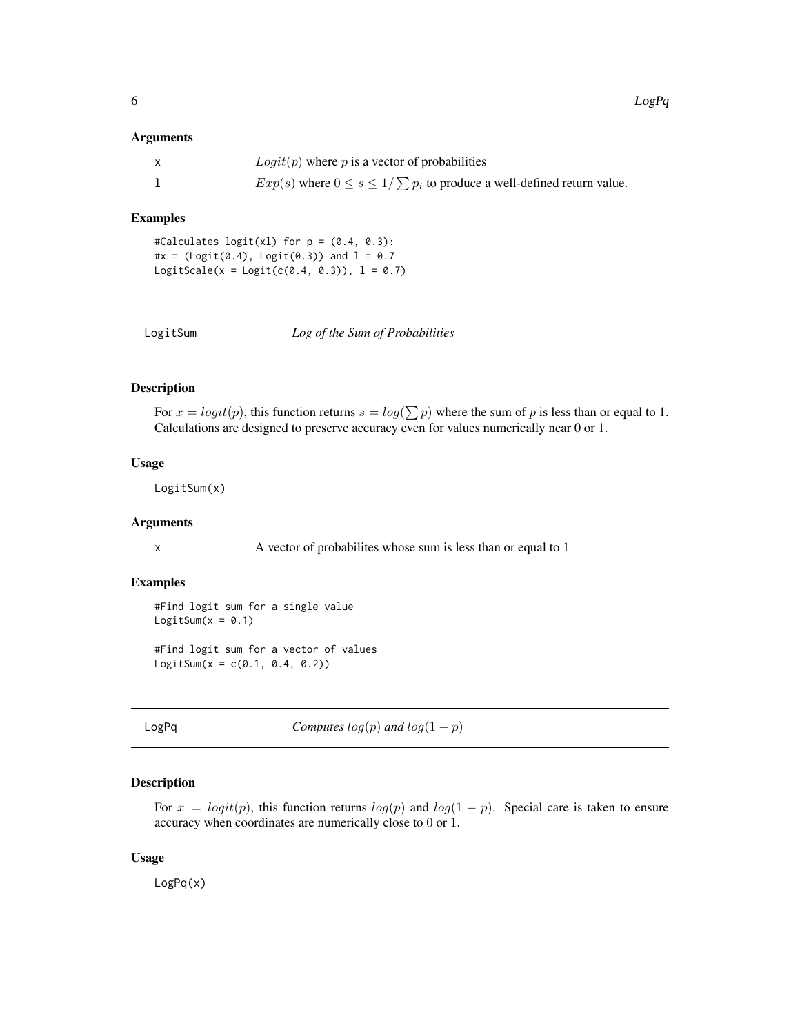### Arguments

x $Logit(p)$ where $p$ is a vector of probabilities

l $Exp(s)$ where $0 \leq s \leq 1/\sum p_i$ to produce a well-defined return value.

### Examples

```
#Calculates logit(xl) for p = (0.4, 0.3):
#x = (Logit(0.4), Logit(0.3)) and l = 0.7
LogitScale(x = Logit(c(0.4, 0.3)), l = 0.7)
```

---

## LogitSum *Log of the Sum of Probabilities*

### Description

For $x = logit(p)$, this function returns $s = log(\sum p)$ where the sum of $p$ is less than or equal to 1. Calculations are designed to preserve accuracy even for values numerically near 0 or 1.

### Usage

```
LogitSum(x)
```

### Arguments

x A vector of probabilites whose sum is less than or equal to 1

### Examples

```
#Find logit sum for a single value
LogitSum(x = 0.1)

#Find logit sum for a vector of values
LogitSum(x = c(0.1, 0.4, 0.2))
```

---

## LogPq *Computes $log(p)$ and $log(1-p)$*

### Description

For $x = logit(p)$, this function returns $log(p)$ and $log(1-p)$. Special care is taken to ensure accuracy when coordinates are numerically close to 0 or 1.

### Usage

```
LogPq(x)
```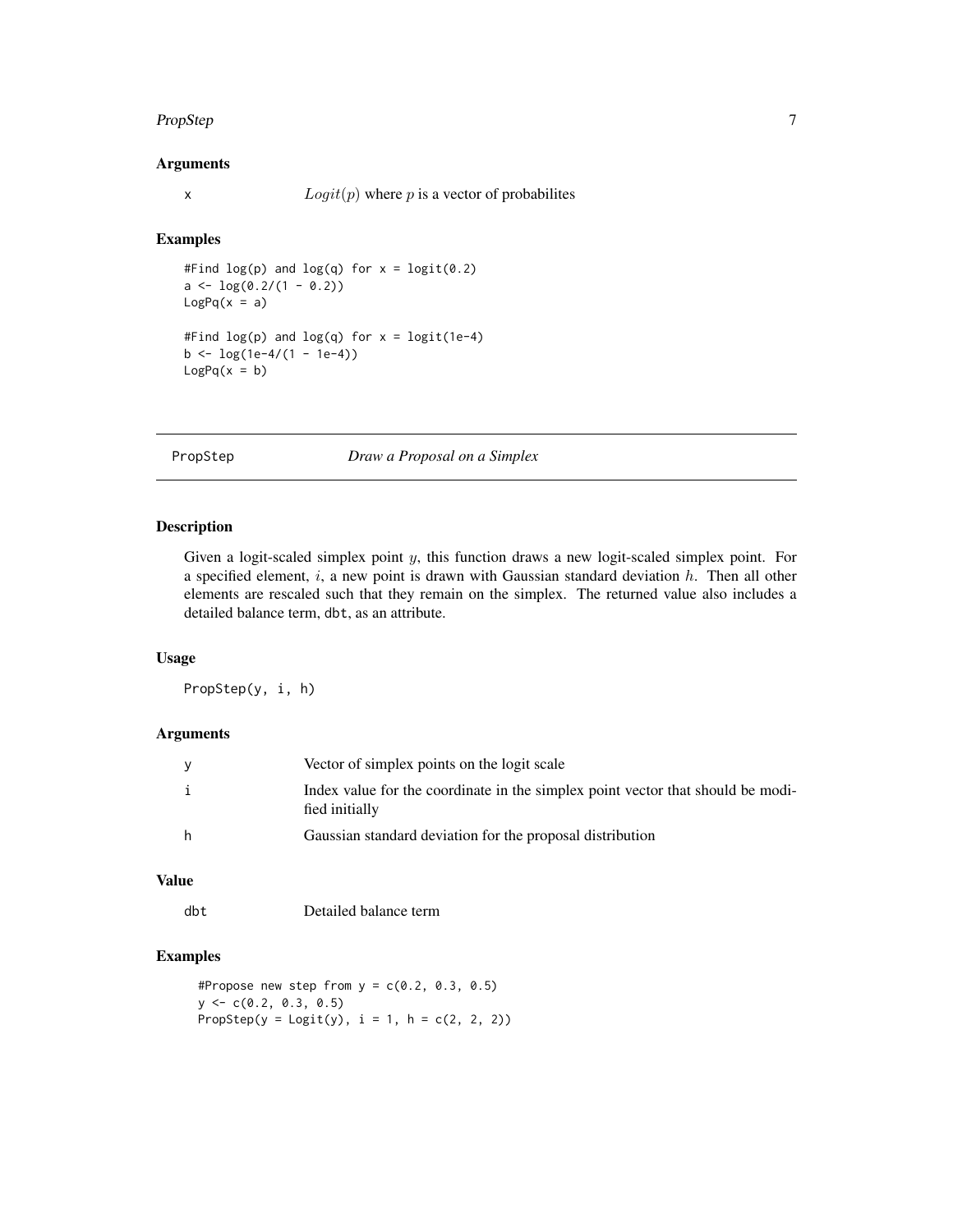## Arguments

x	$Logit(p)$ where $p$ is a vector of probabilites

## Examples

```
#Find log(p) and log(q) for x = logit(0.2)
a <- log(0.2/(1 - 0.2))
LogPq(x = a)

#Find log(p) and log(q) for x = logit(1e-4)
b <- log(1e-4/(1 - 1e-4))
LogPq(x = b)
```

---

# PropStep — *Draw a Proposal on a Simplex*

## Description

Given a logit-scaled simplex point $y$, this function draws a new logit-scaled simplex point. For a specified element, $i$, a new point is drawn with Gaussian standard deviation $h$. Then all other elements are rescaled such that they remain on the simplex. The returned value also includes a detailed balance term, dbt, as an attribute.

## Usage

```
PropStep(y, i, h)
```

## Arguments

| | |
|---|---|
| y | Vector of simplex points on the logit scale |
| i | Index value for the coordinate in the simplex point vector that should be modified initially |
| h | Gaussian standard deviation for the proposal distribution |

## Value

dbt	Detailed balance term

## Examples

```
#Propose new step from y = c(0.2, 0.3, 0.5)
y <- c(0.2, 0.3, 0.5)
PropStep(y = Logit(y), i = 1, h = c(2, 2, 2))
```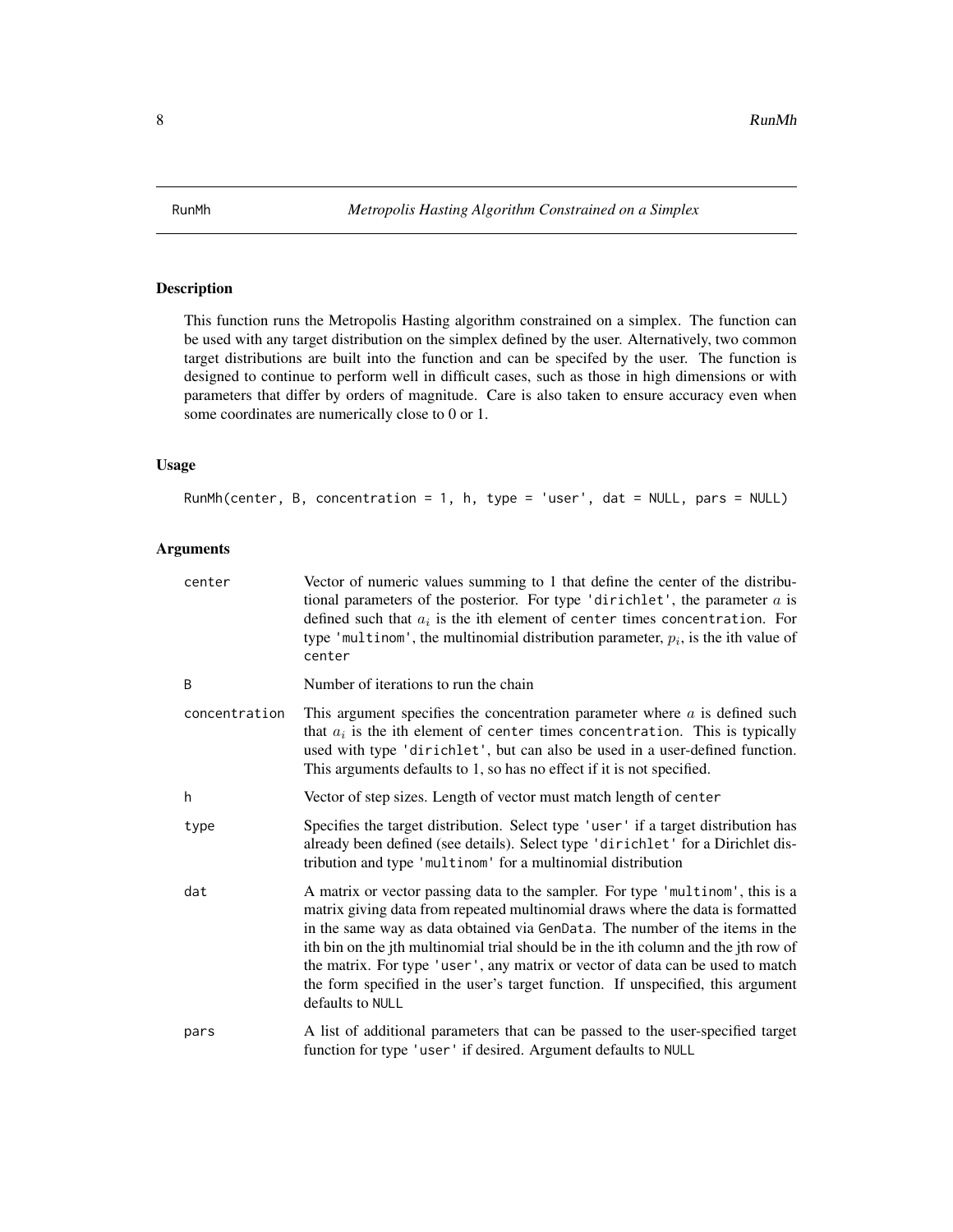RunMh *Metropolis Hasting Algorithm Constrained on a Simplex*

## Description

This function runs the Metropolis Hasting algorithm constrained on a simplex. The function can be used with any target distribution on the simplex defined by the user. Alternatively, two common target distributions are built into the function and can be specifed by the user. The function is designed to continue to perform well in difficult cases, such as those in high dimensions or with parameters that differ by orders of magnitude. Care is also taken to ensure accuracy even when some coordinates are numerically close to 0 or 1.

## Usage

```
RunMh(center, B, concentration = 1, h, type = 'user', dat = NULL, pars = NULL)
```

## Arguments

| | |
|---|---|
| center | Vector of numeric values summing to 1 that define the center of the distributional parameters of the posterior. For type `'dirichlet'`, the parameter $a$ is defined such that $a_i$ is the ith element of `center` times `concentration`. For type `'multinom'`, the multinomial distribution parameter, $p_i$, is the ith value of `center` |
| B | Number of iterations to run the chain |
| concentration | This argument specifies the concentration parameter where $a$ is defined such that $a_i$ is the ith element of `center` times `concentration`. This is typically used with type `'dirichlet'`, but can also be used in a user-defined function. This arguments defaults to 1, so has no effect if it is not specified. |
| h | Vector of step sizes. Length of vector must match length of `center` |
| type | Specifies the target distribution. Select type `'user'` if a target distribution has already been defined (see details). Select type `'dirichlet'` for a Dirichlet distribution and type `'multinom'` for a multinomial distribution |
| dat | A matrix or vector passing data to the sampler. For type `'multinom'`, this is a matrix giving data from repeated multinomial draws where the data is formatted in the same way as data obtained via `GenData`. The number of the items in the ith bin on the jth multinomial trial should be in the ith column and the jth row of the matrix. For type `'user'`, any matrix or vector of data can be used to match the form specified in the user's target function. If unspecified, this argument defaults to `NULL` |
| pars | A list of additional parameters that can be passed to the user-specified target function for type `'user'` if desired. Argument defaults to `NULL` |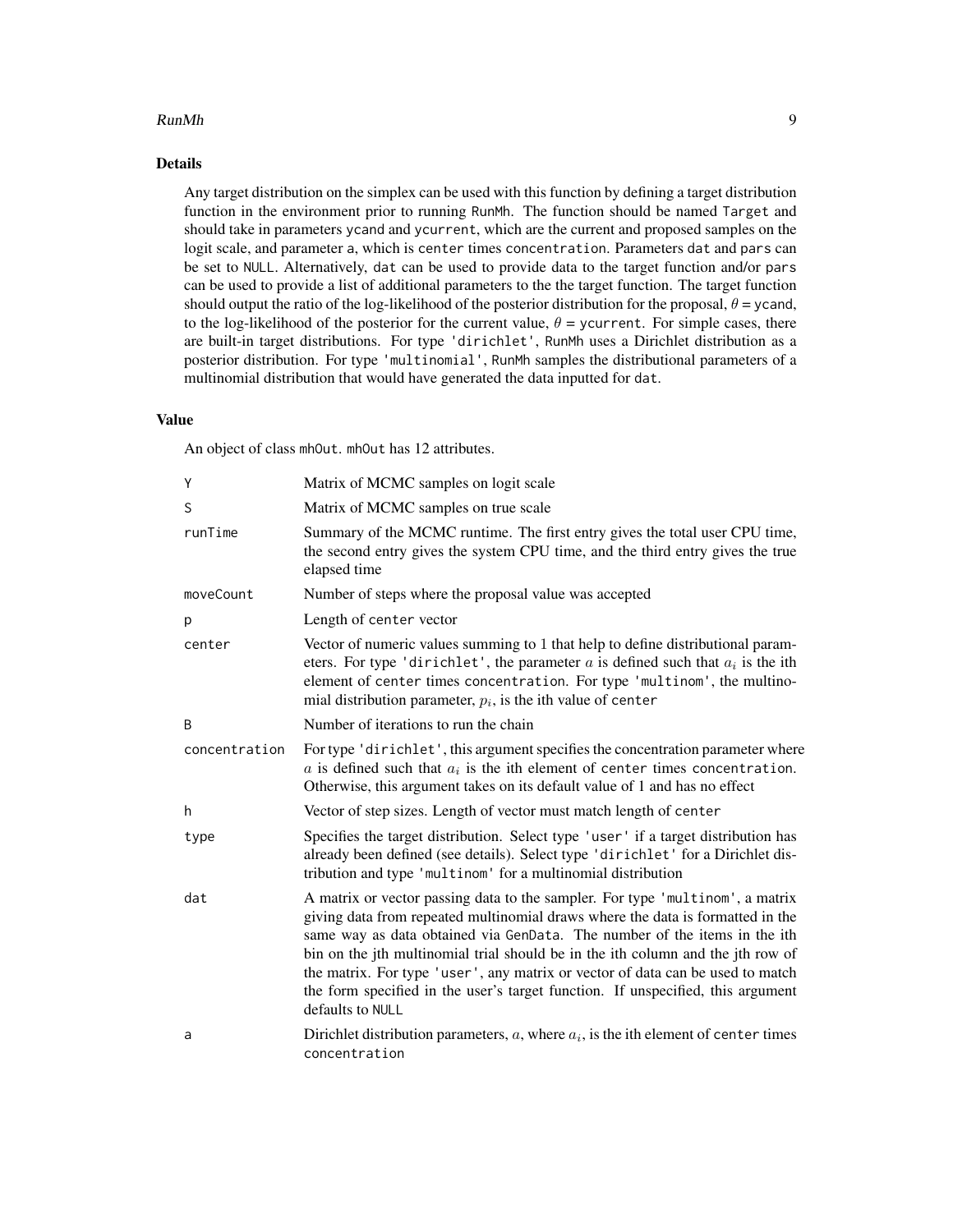### Details

Any target distribution on the simplex can be used with this function by defining a target distribution function in the environment prior to running RunMh. The function should be named Target and should take in parameters ycand and ycurrent, which are the current and proposed samples on the logit scale, and parameter a, which is center times concentration. Parameters dat and pars can be set to NULL. Alternatively, dat can be used to provide data to the target function and/or pars can be used to provide a list of additional parameters to the the target function. The target function should output the ratio of the log-likelihood of the posterior distribution for the proposal, $\theta$ = ycand, to the log-likelihood of the posterior for the current value, $\theta$ = ycurrent. For simple cases, there are built-in target distributions. For type 'dirichlet', RunMh uses a Dirichlet distribution as a posterior distribution. For type 'multinomial', RunMh samples the distributional parameters of a multinomial distribution that would have generated the data inputted for dat.

### Value

An object of class mhOut. mhOut has 12 attributes.

| | |
|---|---|
| Y | Matrix of MCMC samples on logit scale |
| S | Matrix of MCMC samples on true scale |
| runTime | Summary of the MCMC runtime. The first entry gives the total user CPU time, the second entry gives the system CPU time, and the third entry gives the true elapsed time |
| moveCount | Number of steps where the proposal value was accepted |
| p | Length of center vector |
| center | Vector of numeric values summing to 1 that help to define distributional parameters. For type 'dirichlet', the parameter $a$ is defined such that $a_i$ is the ith element of center times concentration. For type 'multinom', the multinomial distribution parameter, $p_i$, is the ith value of center |
| B | Number of iterations to run the chain |
| concentration | For type 'dirichlet', this argument specifies the concentration parameter where $a$ is defined such that $a_i$ is the ith element of center times concentration. Otherwise, this argument takes on its default value of 1 and has no effect |
| h | Vector of step sizes. Length of vector must match length of center |
| type | Specifies the target distribution. Select type 'user' if a target distribution has already been defined (see details). Select type 'dirichlet' for a Dirichlet distribution and type 'multinom' for a multinomial distribution |
| dat | A matrix or vector passing data to the sampler. For type 'multinom', a matrix giving data from repeated multinomial draws where the data is formatted in the same way as data obtained via GenData. The number of the items in the ith bin on the jth multinomial trial should be in the ith column and the jth row of the matrix. For type 'user', any matrix or vector of data can be used to match the form specified in the user's target function. If unspecified, this argument defaults to NULL |
| a | Dirichlet distribution parameters, $a$, where $a_i$, is the ith element of center times concentration |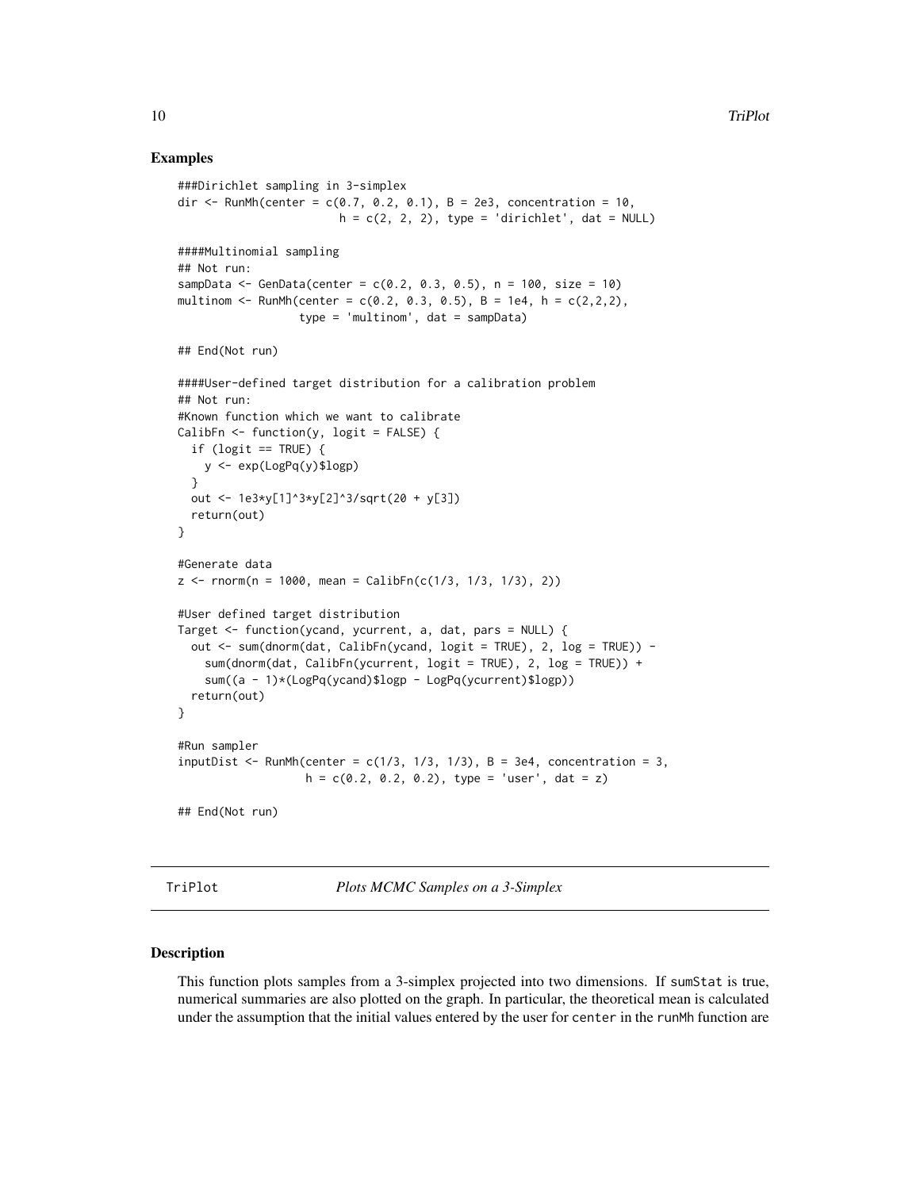### Examples

```
###Dirichlet sampling in 3-simplex
dir <- RunMh(center = c(0.7, 0.2, 0.1), B = 2e3, concentration = 10,
                      h = c(2, 2, 2), type = 'dirichlet', dat = NULL)

####Multinomial sampling
## Not run:
sampData <- GenData(center = c(0.2, 0.3, 0.5), n = 100, size = 10)
multinom <- RunMh(center = c(0.2, 0.3, 0.5), B = 1e4, h = c(2,2,2),
                  type = 'multinom', dat = sampData)

## End(Not run)

####User-defined target distribution for a calibration problem
## Not run:
#Known function which we want to calibrate
CalibFn <- function(y, logit = FALSE) {
  if (logit == TRUE) {
    y <- exp(LogPq(y)$logp)
  }
  out <- 1e3*y[1]^3*y[2]^3/sqrt(20 + y[3])
  return(out)
}

#Generate data
z <- rnorm(n = 1000, mean = CalibFn(c(1/3, 1/3, 1/3), 2))

#User defined target distribution
Target <- function(ycand, ycurrent, a, dat, pars = NULL) {
  out <- sum(dnorm(dat, CalibFn(ycand, logit = TRUE), 2, log = TRUE)) -
    sum(dnorm(dat, CalibFn(ycurrent, logit = TRUE), 2, log = TRUE)) +
    sum((a - 1)*(LogPq(ycand)$logp - LogPq(ycurrent)$logp))
  return(out)
}

#Run sampler
inputDist <- RunMh(center = c(1/3, 1/3, 1/3), B = 3e4, concentration = 3,
                   h = c(0.2, 0.2, 0.2), type = 'user', dat = z)

## End(Not run)
```

---

TriPlot *Plots MCMC Samples on a 3-Simplex*

---

### Description

This function plots samples from a 3-simplex projected into two dimensions. If sumStat is true, numerical summaries are also plotted on the graph. In particular, the theoretical mean is calculated under the assumption that the initial values entered by the user for center in the runMh function are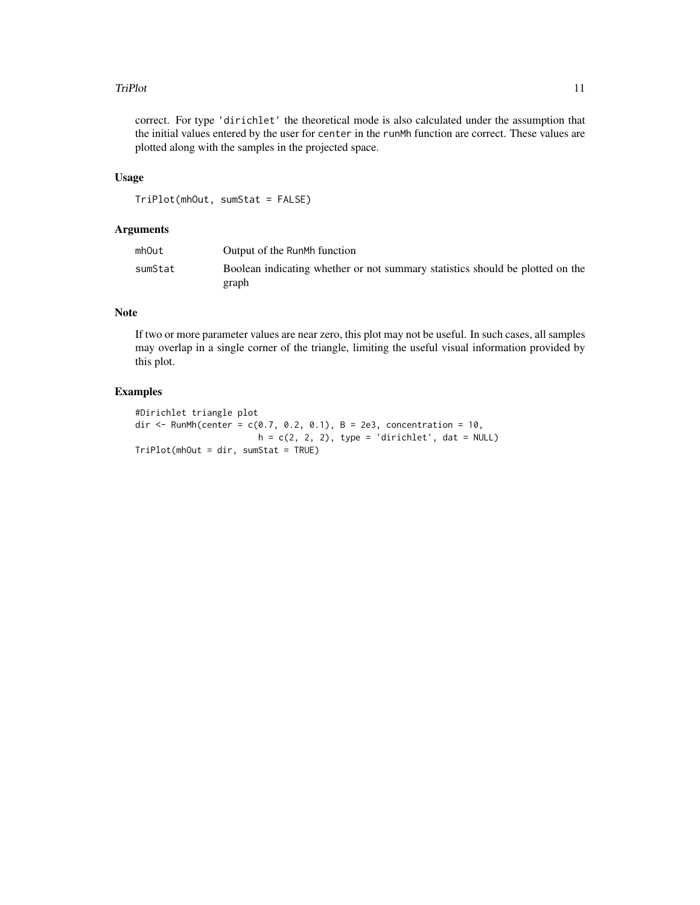correct. For type `'dirichlet'` the theoretical mode is also calculated under the assumption that the initial values entered by the user for `center` in the `runMh` function are correct. These values are plotted along with the samples in the projected space.

### Usage

```
TriPlot(mhOut, sumStat = FALSE)
```

### Arguments

| | |
|---|---|
| `mhOut` | Output of the `RunMh` function |
| `sumStat` | Boolean indicating whether or not summary statistics should be plotted on the graph |

### Note

If two or more parameter values are near zero, this plot may not be useful. In such cases, all samples may overlap in a single corner of the triangle, limiting the useful visual information provided by this plot.

### Examples

```
#Dirichlet triangle plot
dir <- RunMh(center = c(0.7, 0.2, 0.1), B = 2e3, concentration = 10,
                       h = c(2, 2, 2), type = 'dirichlet', dat = NULL)
TriPlot(mhOut = dir, sumStat = TRUE)
```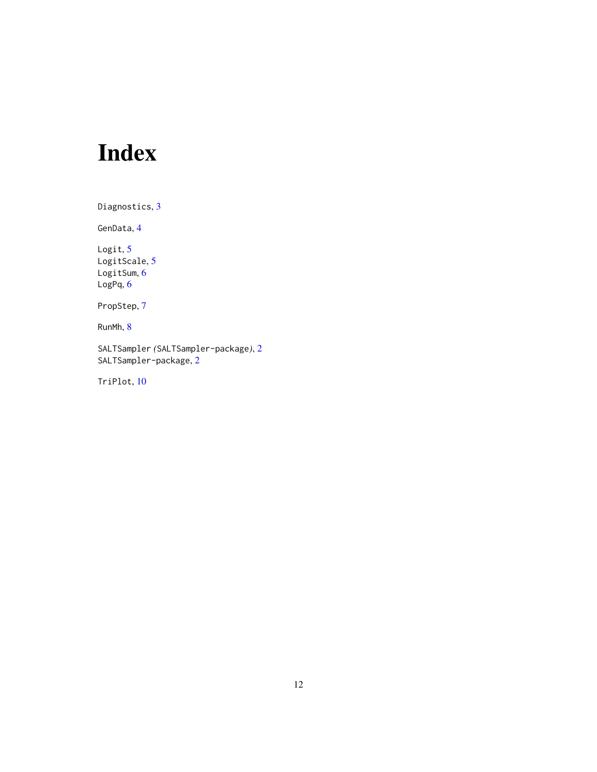# Index

Diagnostics, 3

GenData, 4

Logit, 5
LogitScale, 5
LogitSum, 6
LogPq, 6

PropStep, 7

RunMh, 8

SALTSampler (SALTSampler-package), 2
SALTSampler-package, 2

TriPlot, 10